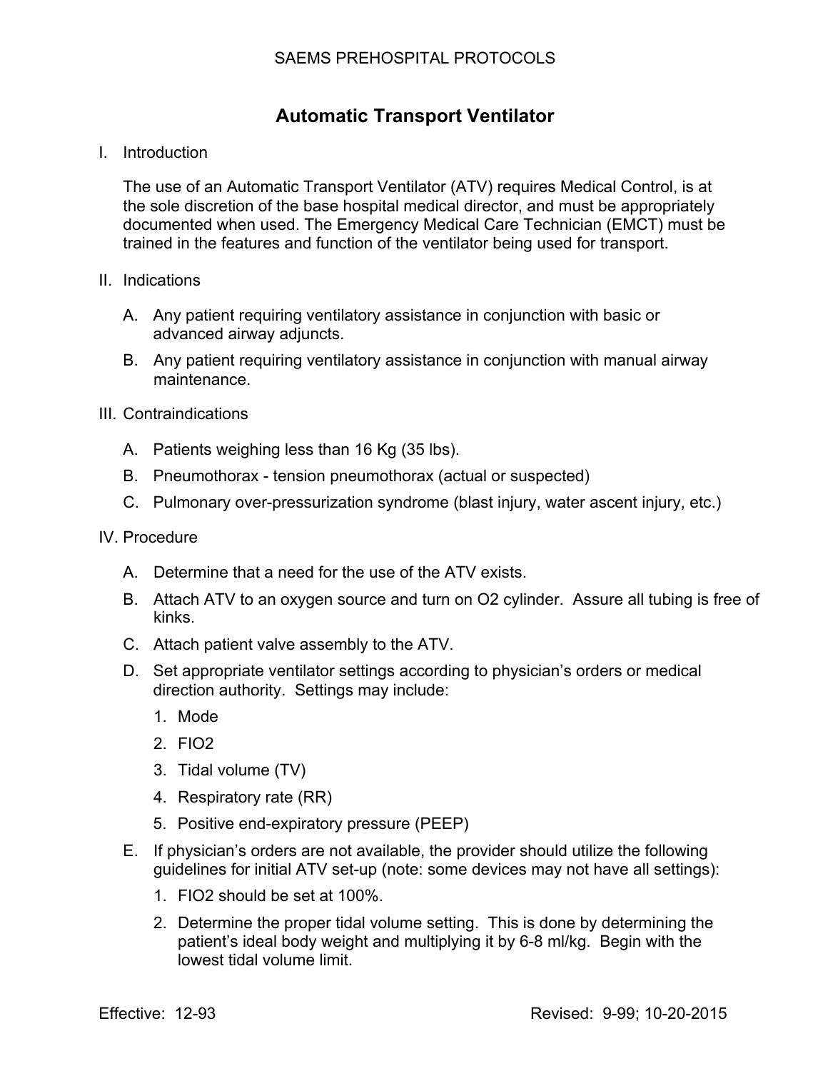# Automatic Transport Ventilator

## I. Introduction

The use of an Automatic Transport Ventilator (ATV) requires Medical Control, is at the sole discretion of the base hospital medical director, and must be appropriately documented when used. The Emergency Medical Care Technician (EMCT) must be trained in the features and function of the ventilator being used for transport.

## II. Indications

A. Any patient requiring ventilatory assistance in conjunction with basic or advanced airway adjuncts.

B. Any patient requiring ventilatory assistance in conjunction with manual airway maintenance.

## III. Contraindications

A. Patients weighing less than 16 Kg (35 lbs).

B. Pneumothorax - tension pneumothorax (actual or suspected)

C. Pulmonary over-pressurization syndrome (blast injury, water ascent injury, etc.)

## IV. Procedure

A. Determine that a need for the use of the ATV exists.

B. Attach ATV to an oxygen source and turn on O2 cylinder. Assure all tubing is free of kinks.

C. Attach patient valve assembly to the ATV.

D. Set appropriate ventilator settings according to physician's orders or medical direction authority. Settings may include:

1. Mode
2. FIO2
3. Tidal volume (TV)
4. Respiratory rate (RR)
5. Positive end-expiratory pressure (PEEP)

E. If physician's orders are not available, the provider should utilize the following guidelines for initial ATV set-up (note: some devices may not have all settings):

1. FIO2 should be set at 100%.
2. Determine the proper tidal volume setting. This is done by determining the patient's ideal body weight and multiplying it by 6-8 ml/kg. Begin with the lowest tidal volume limit.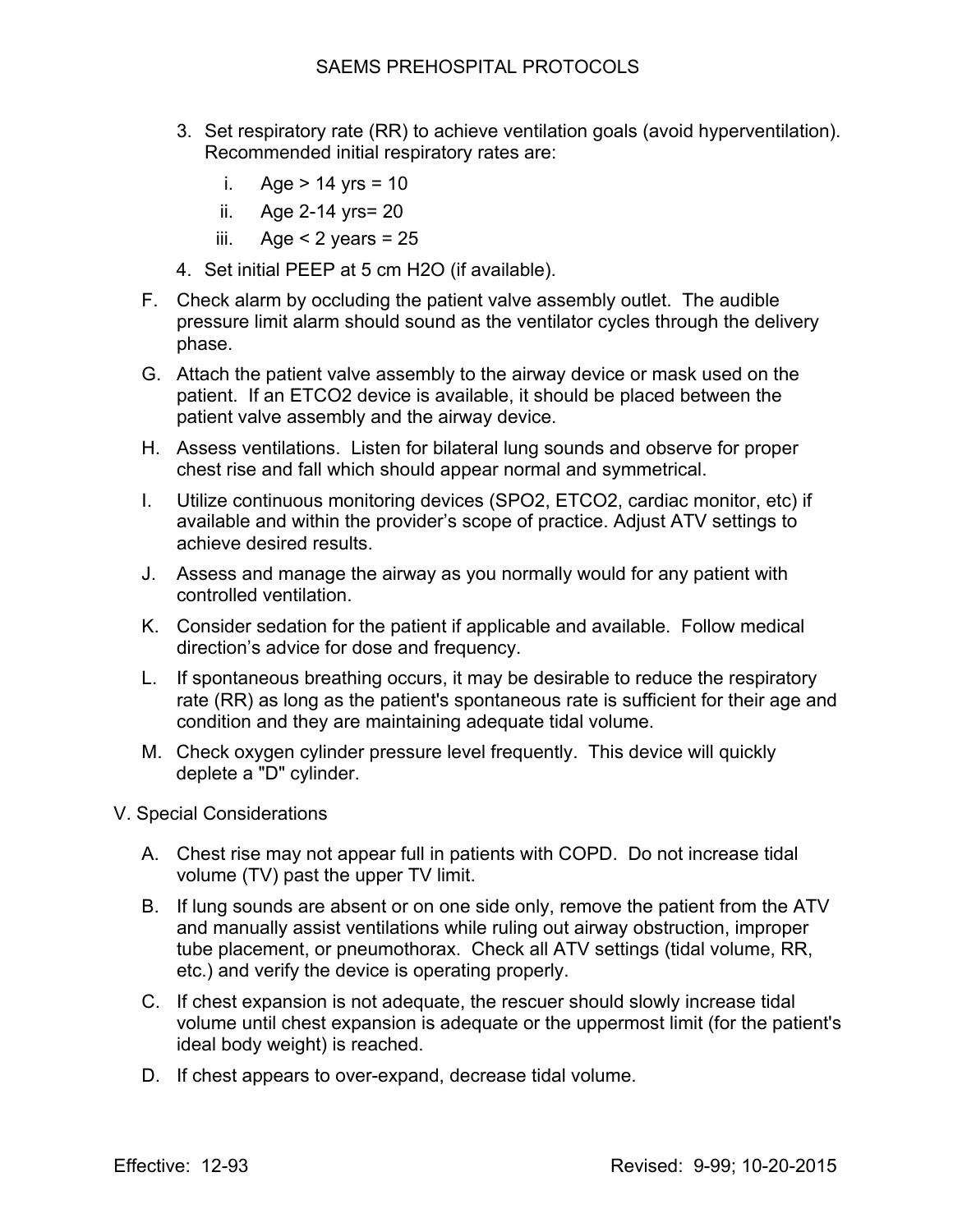3. Set respiratory rate (RR) to achieve ventilation goals (avoid hyperventilation). Recommended initial respiratory rates are:

   i. Age > 14 yrs = 10

   ii. Age 2-14 yrs= 20

   iii. Age < 2 years = 25

4. Set initial PEEP at 5 cm H2O (if available).

F. Check alarm by occluding the patient valve assembly outlet. The audible pressure limit alarm should sound as the ventilator cycles through the delivery phase.

G. Attach the patient valve assembly to the airway device or mask used on the patient. If an ETCO2 device is available, it should be placed between the patient valve assembly and the airway device.

H. Assess ventilations. Listen for bilateral lung sounds and observe for proper chest rise and fall which should appear normal and symmetrical.

I. Utilize continuous monitoring devices (SPO2, ETCO2, cardiac monitor, etc) if available and within the provider's scope of practice. Adjust ATV settings to achieve desired results.

J. Assess and manage the airway as you normally would for any patient with controlled ventilation.

K. Consider sedation for the patient if applicable and available. Follow medical direction's advice for dose and frequency.

L. If spontaneous breathing occurs, it may be desirable to reduce the respiratory rate (RR) as long as the patient's spontaneous rate is sufficient for their age and condition and they are maintaining adequate tidal volume.

M. Check oxygen cylinder pressure level frequently. This device will quickly deplete a "D" cylinder.

V. Special Considerations

A. Chest rise may not appear full in patients with COPD. Do not increase tidal volume (TV) past the upper TV limit.

B. If lung sounds are absent or on one side only, remove the patient from the ATV and manually assist ventilations while ruling out airway obstruction, improper tube placement, or pneumothorax. Check all ATV settings (tidal volume, RR, etc.) and verify the device is operating properly.

C. If chest expansion is not adequate, the rescuer should slowly increase tidal volume until chest expansion is adequate or the uppermost limit (for the patient's ideal body weight) is reached.

D. If chest appears to over-expand, decrease tidal volume.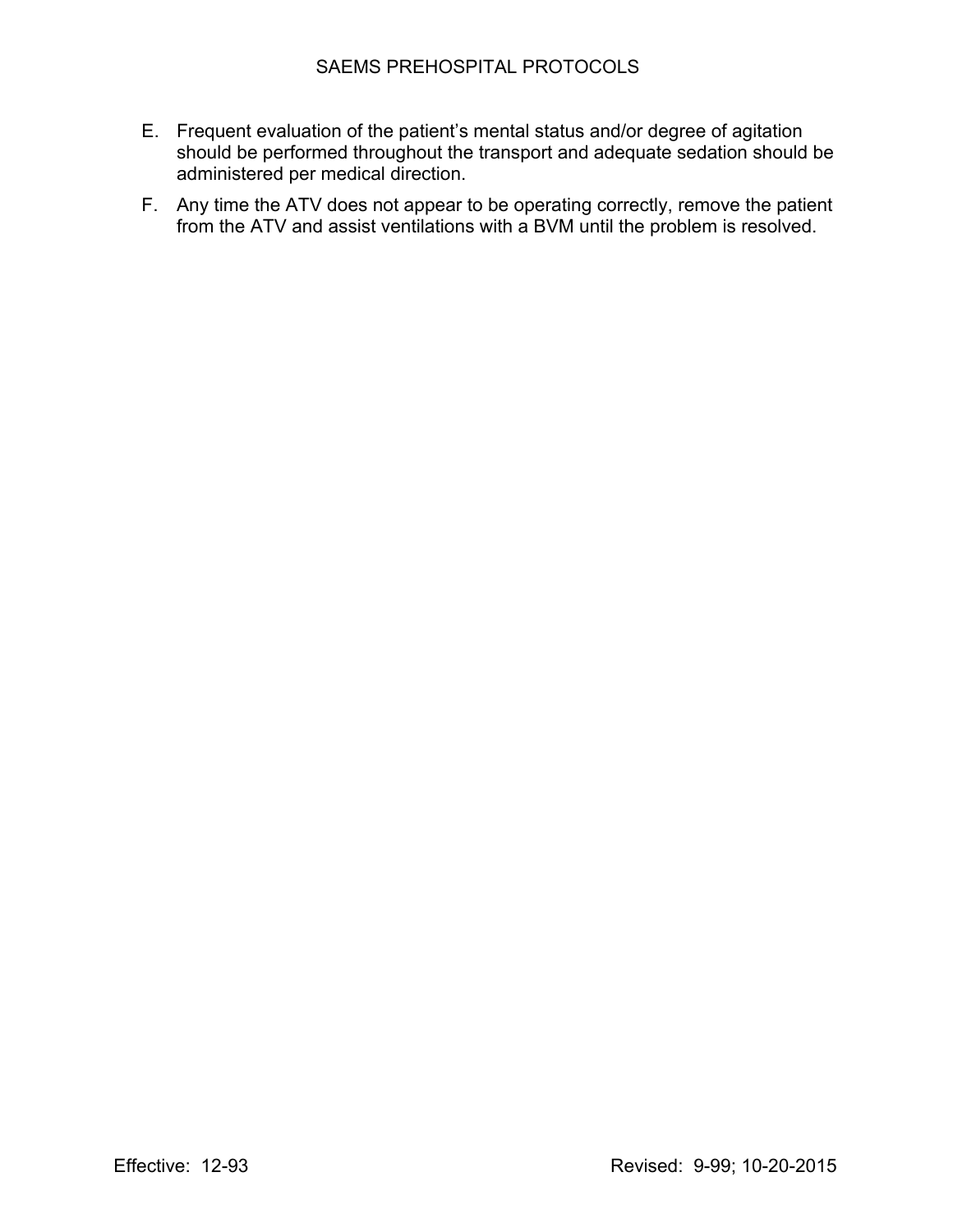E. Frequent evaluation of the patient's mental status and/or degree of agitation should be performed throughout the transport and adequate sedation should be administered per medical direction.

F. Any time the ATV does not appear to be operating correctly, remove the patient from the ATV and assist ventilations with a BVM until the problem is resolved.